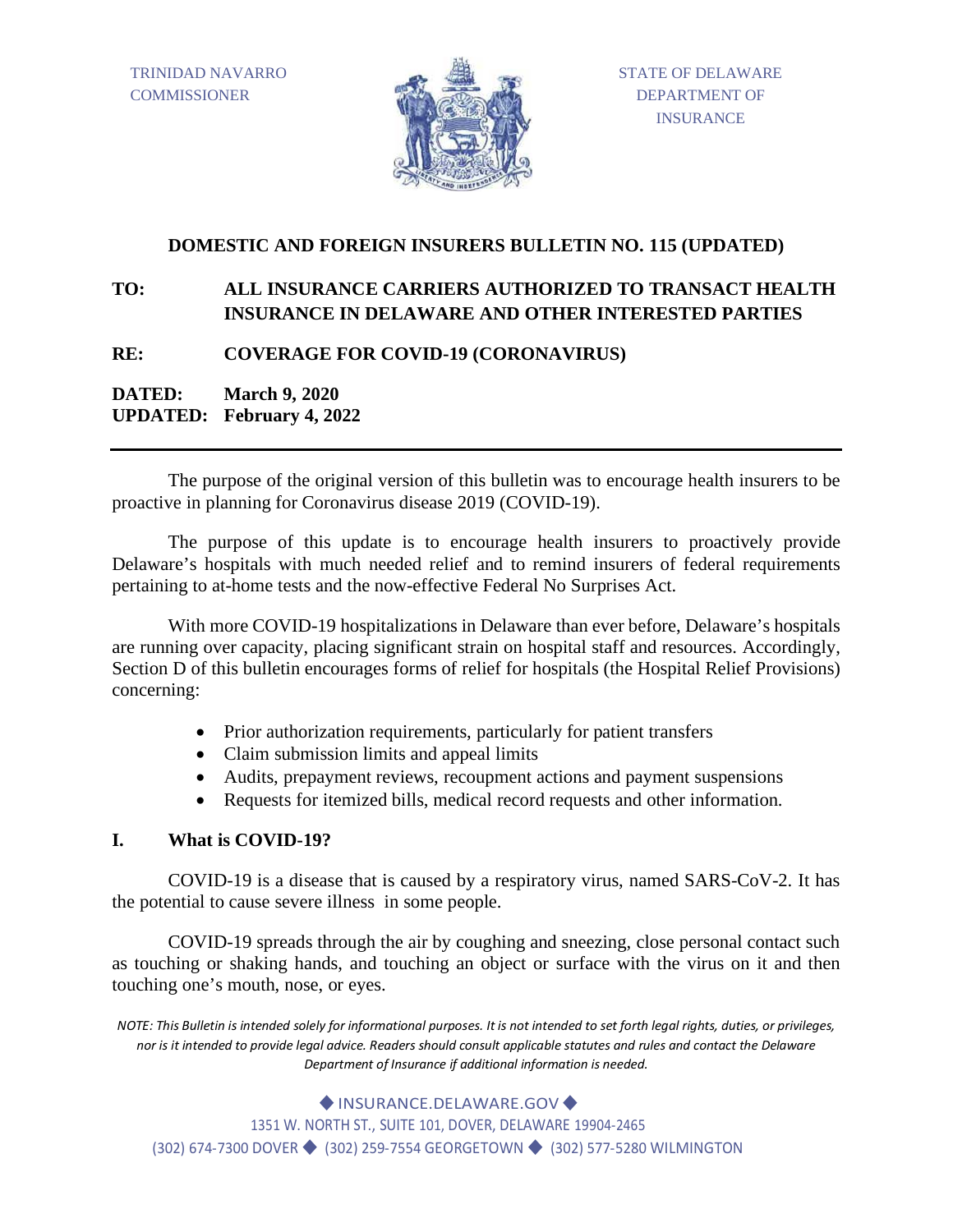TRINIDAD NAVARRO
COMMISSIONER

STATE OF DELAWARE
DEPARTMENT OF
INSURANCE

## DOMESTIC AND FOREIGN INSURERS BULLETIN NO. 115 (UPDATED)

**TO:** **ALL INSURANCE CARRIERS AUTHORIZED TO TRANSACT HEALTH INSURANCE IN DELAWARE AND OTHER INTERESTED PARTIES**

**RE:** **COVERAGE FOR COVID-19 (CORONAVIRUS)**

**DATED:** **March 9, 2020**
**UPDATED:** **February 4, 2022**

---

The purpose of the original version of this bulletin was to encourage health insurers to be proactive in planning for Coronavirus disease 2019 (COVID-19).

The purpose of this update is to encourage health insurers to proactively provide Delaware's hospitals with much needed relief and to remind insurers of federal requirements pertaining to at-home tests and the now-effective Federal No Surprises Act.

With more COVID-19 hospitalizations in Delaware than ever before, Delaware's hospitals are running over capacity, placing significant strain on hospital staff and resources. Accordingly, Section D of this bulletin encourages forms of relief for hospitals (the Hospital Relief Provisions) concerning:

- Prior authorization requirements, particularly for patient transfers
- Claim submission limits and appeal limits
- Audits, prepayment reviews, recoupment actions and payment suspensions
- Requests for itemized bills, medical record requests and other information.

### I. What is COVID-19?

COVID-19 is a disease that is caused by a respiratory virus, named SARS-CoV-2. It has the potential to cause severe illness in some people.

COVID-19 spreads through the air by coughing and sneezing, close personal contact such as touching or shaking hands, and touching an object or surface with the virus on it and then touching one's mouth, nose, or eyes.

*NOTE: This Bulletin is intended solely for informational purposes. It is not intended to set forth legal rights, duties, or privileges, nor is it intended to provide legal advice. Readers should consult applicable statutes and rules and contact the Delaware Department of Insurance if additional information is needed.*

◆ INSURANCE.DELAWARE.GOV ◆
1351 W. NORTH ST., SUITE 101, DOVER, DELAWARE 19904-2465
(302) 674-7300 DOVER ◆ (302) 259-7554 GEORGETOWN ◆ (302) 577-5280 WILMINGTON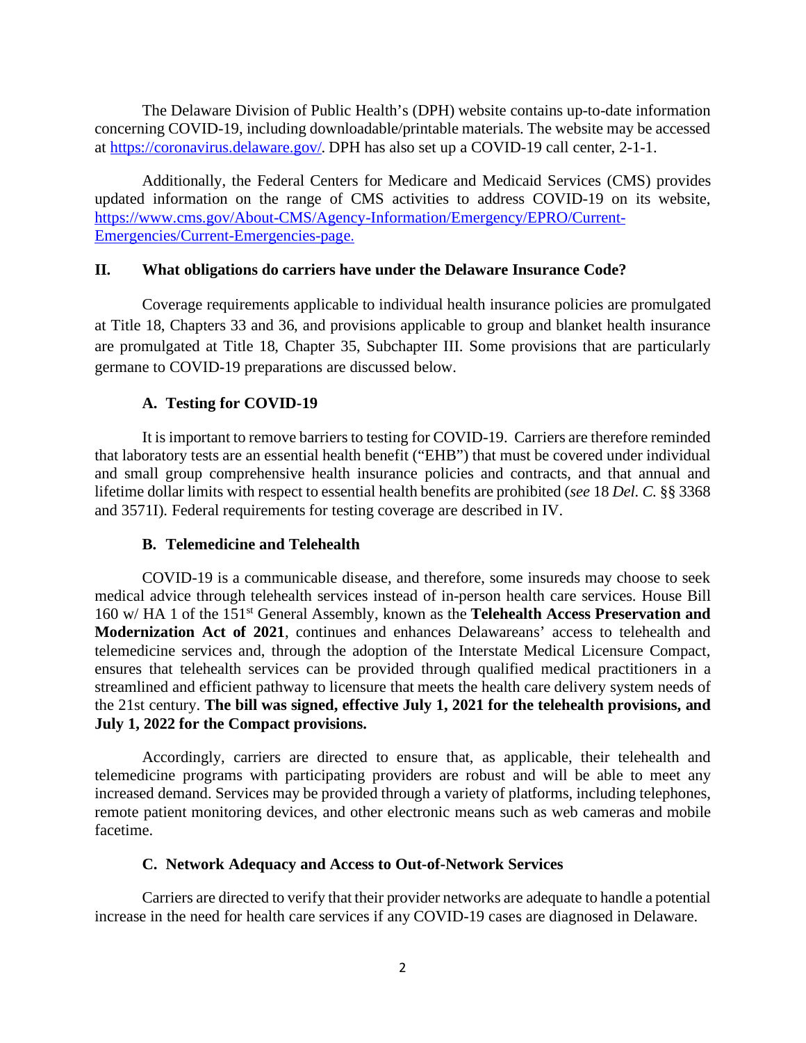The Delaware Division of Public Health's (DPH) website contains up-to-date information concerning COVID-19, including downloadable/printable materials. The website may be accessed at https://coronavirus.delaware.gov/. DPH has also set up a COVID-19 call center, 2-1-1.

Additionally, the Federal Centers for Medicare and Medicaid Services (CMS) provides updated information on the range of CMS activities to address COVID-19 on its website, https://www.cms.gov/About-CMS/Agency-Information/Emergency/EPRO/Current-Emergencies/Current-Emergencies-page.

## II. What obligations do carriers have under the Delaware Insurance Code?

Coverage requirements applicable to individual health insurance policies are promulgated at Title 18, Chapters 33 and 36, and provisions applicable to group and blanket health insurance are promulgated at Title 18, Chapter 35, Subchapter III. Some provisions that are particularly germane to COVID-19 preparations are discussed below.

### A. Testing for COVID-19

It is important to remove barriers to testing for COVID-19. Carriers are therefore reminded that laboratory tests are an essential health benefit ("EHB") that must be covered under individual and small group comprehensive health insurance policies and contracts, and that annual and lifetime dollar limits with respect to essential health benefits are prohibited (*see* 18 *Del. C.* §§ 3368 and 3571I). Federal requirements for testing coverage are described in IV.

### B. Telemedicine and Telehealth

COVID-19 is a communicable disease, and therefore, some insureds may choose to seek medical advice through telehealth services instead of in-person health care services. House Bill 160 w/ HA 1 of the 151st General Assembly, known as the **Telehealth Access Preservation and Modernization Act of 2021**, continues and enhances Delawareans' access to telehealth and telemedicine services and, through the adoption of the Interstate Medical Licensure Compact, ensures that telehealth services can be provided through qualified medical practitioners in a streamlined and efficient pathway to licensure that meets the health care delivery system needs of the 21st century. **The bill was signed, effective July 1, 2021 for the telehealth provisions, and July 1, 2022 for the Compact provisions.**

Accordingly, carriers are directed to ensure that, as applicable, their telehealth and telemedicine programs with participating providers are robust and will be able to meet any increased demand. Services may be provided through a variety of platforms, including telephones, remote patient monitoring devices, and other electronic means such as web cameras and mobile facetime.

### C. Network Adequacy and Access to Out-of-Network Services

Carriers are directed to verify that their provider networks are adequate to handle a potential increase in the need for health care services if any COVID-19 cases are diagnosed in Delaware.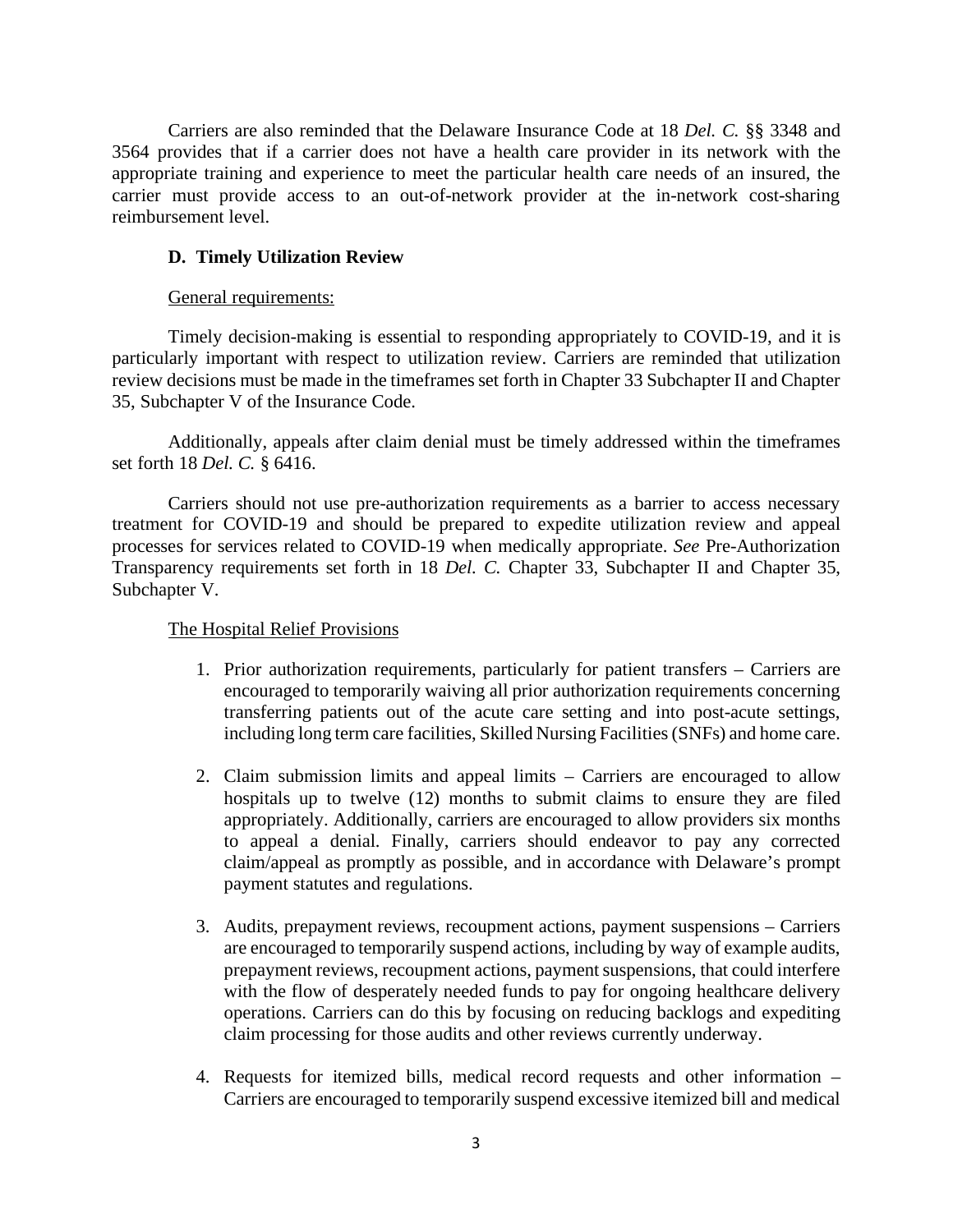Carriers are also reminded that the Delaware Insurance Code at 18 *Del. C.* §§ 3348 and 3564 provides that if a carrier does not have a health care provider in its network with the appropriate training and experience to meet the particular health care needs of an insured, the carrier must provide access to an out-of-network provider at the in-network cost-sharing reimbursement level.

### D. Timely Utilization Review

General requirements:

Timely decision-making is essential to responding appropriately to COVID-19, and it is particularly important with respect to utilization review. Carriers are reminded that utilization review decisions must be made in the timeframes set forth in Chapter 33 Subchapter II and Chapter 35, Subchapter V of the Insurance Code.

Additionally, appeals after claim denial must be timely addressed within the timeframes set forth 18 *Del. C.* § 6416.

Carriers should not use pre-authorization requirements as a barrier to access necessary treatment for COVID-19 and should be prepared to expedite utilization review and appeal processes for services related to COVID-19 when medically appropriate. *See* Pre-Authorization Transparency requirements set forth in 18 *Del. C.* Chapter 33, Subchapter II and Chapter 35, Subchapter V.

The Hospital Relief Provisions

1. Prior authorization requirements, particularly for patient transfers – Carriers are encouraged to temporarily waiving all prior authorization requirements concerning transferring patients out of the acute care setting and into post-acute settings, including long term care facilities, Skilled Nursing Facilities (SNFs) and home care.

2. Claim submission limits and appeal limits – Carriers are encouraged to allow hospitals up to twelve (12) months to submit claims to ensure they are filed appropriately. Additionally, carriers are encouraged to allow providers six months to appeal a denial. Finally, carriers should endeavor to pay any corrected claim/appeal as promptly as possible, and in accordance with Delaware's prompt payment statutes and regulations.

3. Audits, prepayment reviews, recoupment actions, payment suspensions – Carriers are encouraged to temporarily suspend actions, including by way of example audits, prepayment reviews, recoupment actions, payment suspensions, that could interfere with the flow of desperately needed funds to pay for ongoing healthcare delivery operations. Carriers can do this by focusing on reducing backlogs and expediting claim processing for those audits and other reviews currently underway.

4. Requests for itemized bills, medical record requests and other information – Carriers are encouraged to temporarily suspend excessive itemized bill and medical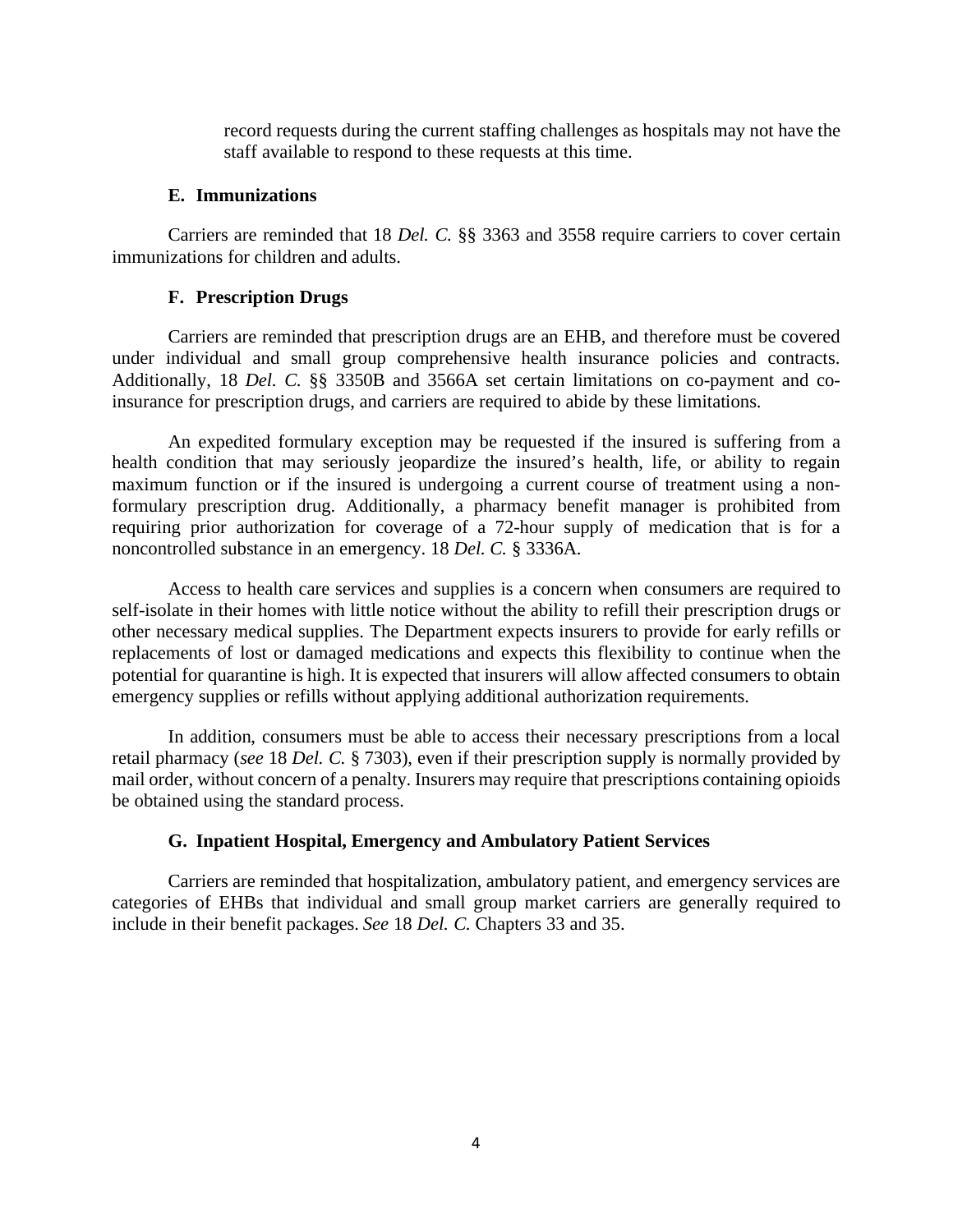record requests during the current staffing challenges as hospitals may not have the staff available to respond to these requests at this time.

### E. Immunizations

Carriers are reminded that 18 *Del. C.* §§ 3363 and 3558 require carriers to cover certain immunizations for children and adults.

### F. Prescription Drugs

Carriers are reminded that prescription drugs are an EHB, and therefore must be covered under individual and small group comprehensive health insurance policies and contracts. Additionally, 18 *Del. C.* §§ 3350B and 3566A set certain limitations on co-payment and co-insurance for prescription drugs, and carriers are required to abide by these limitations.

An expedited formulary exception may be requested if the insured is suffering from a health condition that may seriously jeopardize the insured's health, life, or ability to regain maximum function or if the insured is undergoing a current course of treatment using a non-formulary prescription drug. Additionally, a pharmacy benefit manager is prohibited from requiring prior authorization for coverage of a 72-hour supply of medication that is for a noncontrolled substance in an emergency. 18 *Del. C.* § 3336A.

Access to health care services and supplies is a concern when consumers are required to self-isolate in their homes with little notice without the ability to refill their prescription drugs or other necessary medical supplies. The Department expects insurers to provide for early refills or replacements of lost or damaged medications and expects this flexibility to continue when the potential for quarantine is high. It is expected that insurers will allow affected consumers to obtain emergency supplies or refills without applying additional authorization requirements.

In addition, consumers must be able to access their necessary prescriptions from a local retail pharmacy (*see* 18 *Del. C.* § 7303), even if their prescription supply is normally provided by mail order, without concern of a penalty. Insurers may require that prescriptions containing opioids be obtained using the standard process.

### G. Inpatient Hospital, Emergency and Ambulatory Patient Services

Carriers are reminded that hospitalization, ambulatory patient, and emergency services are categories of EHBs that individual and small group market carriers are generally required to include in their benefit packages. *See* 18 *Del. C.* Chapters 33 and 35.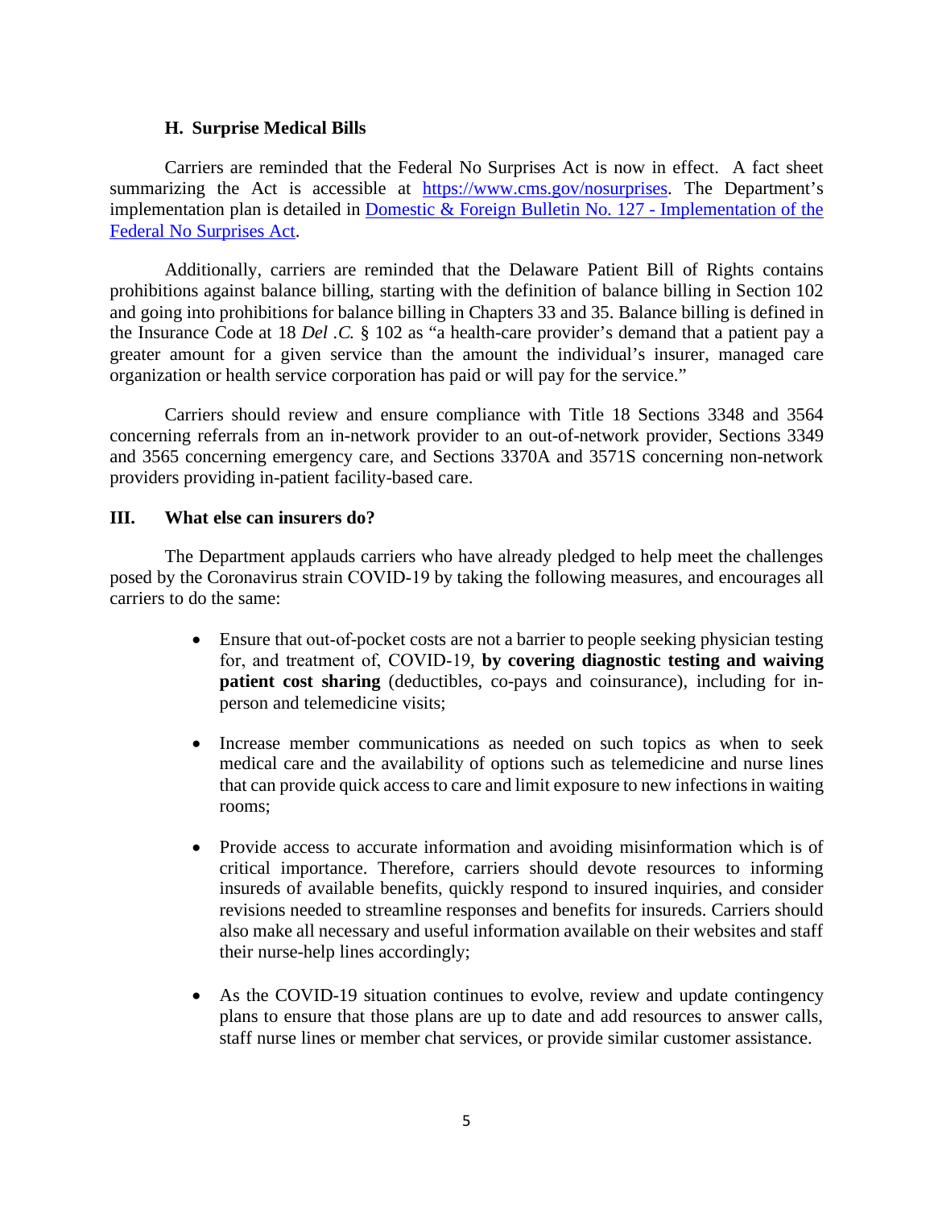### H. Surprise Medical Bills

Carriers are reminded that the Federal No Surprises Act is now in effect. A fact sheet summarizing the Act is accessible at [https://www.cms.gov/nosurprises](https://www.cms.gov/nosurprises). The Department's implementation plan is detailed in [Domestic & Foreign Bulletin No. 127 - Implementation of the Federal No Surprises Act](#).

Additionally, carriers are reminded that the Delaware Patient Bill of Rights contains prohibitions against balance billing, starting with the definition of balance billing in Section 102 and going into prohibitions for balance billing in Chapters 33 and 35. Balance billing is defined in the Insurance Code at 18 *Del .C.* § 102 as "a health-care provider's demand that a patient pay a greater amount for a given service than the amount the individual's insurer, managed care organization or health service corporation has paid or will pay for the service."

Carriers should review and ensure compliance with Title 18 Sections 3348 and 3564 concerning referrals from an in-network provider to an out-of-network provider, Sections 3349 and 3565 concerning emergency care, and Sections 3370A and 3571S concerning non-network providers providing in-patient facility-based care.

## III. What else can insurers do?

The Department applauds carriers who have already pledged to help meet the challenges posed by the Coronavirus strain COVID-19 by taking the following measures, and encourages all carriers to do the same:

- Ensure that out-of-pocket costs are not a barrier to people seeking physician testing for, and treatment of, COVID-19, **by covering diagnostic testing and waiving patient cost sharing** (deductibles, co-pays and coinsurance), including for in-person and telemedicine visits;

- Increase member communications as needed on such topics as when to seek medical care and the availability of options such as telemedicine and nurse lines that can provide quick access to care and limit exposure to new infections in waiting rooms;

- Provide access to accurate information and avoiding misinformation which is of critical importance. Therefore, carriers should devote resources to informing insureds of available benefits, quickly respond to insured inquiries, and consider revisions needed to streamline responses and benefits for insureds. Carriers should also make all necessary and useful information available on their websites and staff their nurse-help lines accordingly;

- As the COVID-19 situation continues to evolve, review and update contingency plans to ensure that those plans are up to date and add resources to answer calls, staff nurse lines or member chat services, or provide similar customer assistance.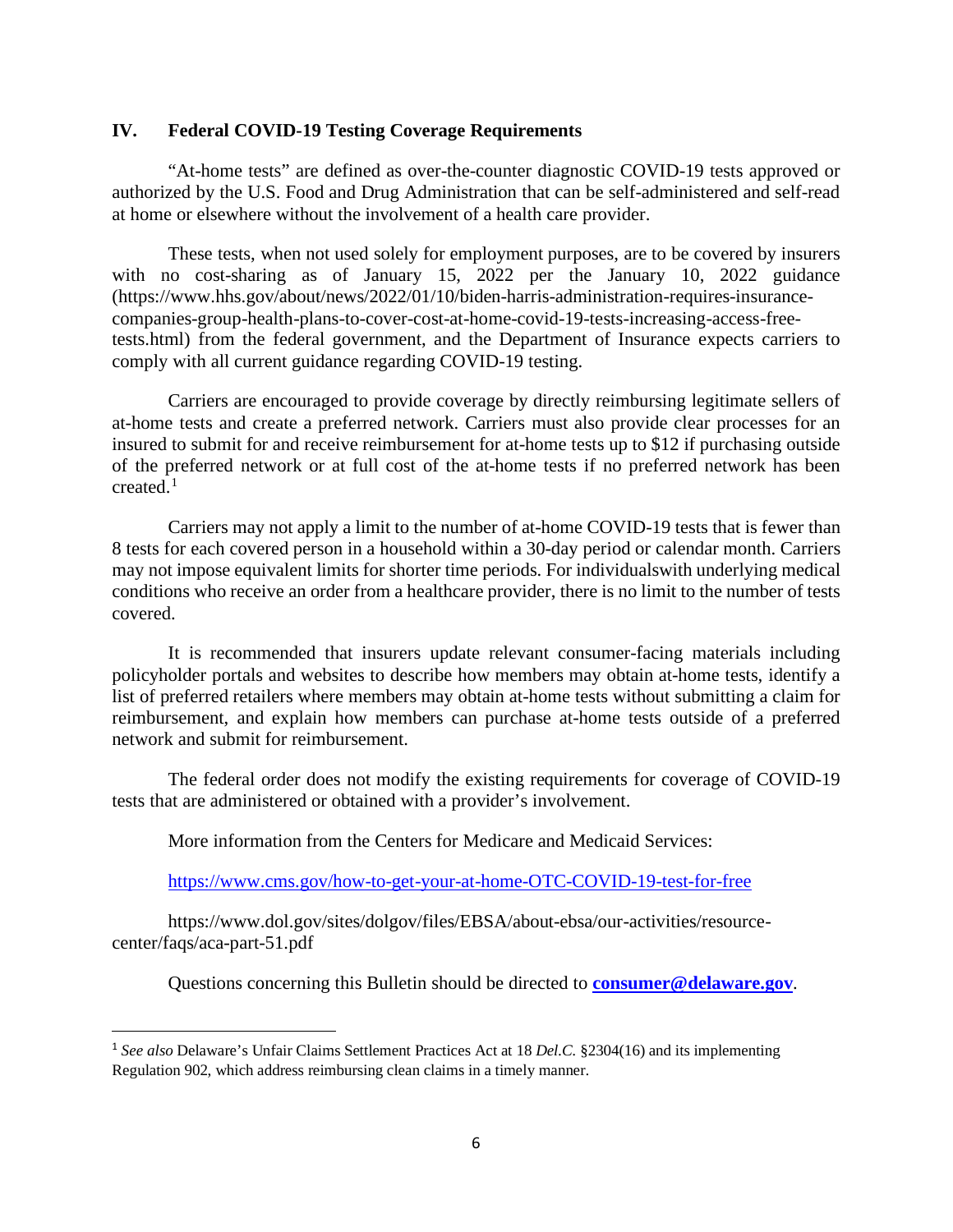## IV. Federal COVID-19 Testing Coverage Requirements

"At-home tests" are defined as over-the-counter diagnostic COVID-19 tests approved or authorized by the U.S. Food and Drug Administration that can be self-administered and self-read at home or elsewhere without the involvement of a health care provider.

These tests, when not used solely for employment purposes, are to be covered by insurers with no cost-sharing as of January 15, 2022 per the January 10, 2022 guidance (https://www.hhs.gov/about/news/2022/01/10/biden-harris-administration-requires-insurance-companies-group-health-plans-to-cover-cost-at-home-covid-19-tests-increasing-access-free-tests.html) from the federal government, and the Department of Insurance expects carriers to comply with all current guidance regarding COVID-19 testing.

Carriers are encouraged to provide coverage by directly reimbursing legitimate sellers of at-home tests and create a preferred network. Carriers must also provide clear processes for an insured to submit for and receive reimbursement for at-home tests up to $12 if purchasing outside of the preferred network or at full cost of the at-home tests if no preferred network has been created.[1]

Carriers may not apply a limit to the number of at-home COVID-19 tests that is fewer than 8 tests for each covered person in a household within a 30-day period or calendar month. Carriers may not impose equivalent limits for shorter time periods. For individualswith underlying medical conditions who receive an order from a healthcare provider, there is no limit to the number of tests covered.

It is recommended that insurers update relevant consumer-facing materials including policyholder portals and websites to describe how members may obtain at-home tests, identify a list of preferred retailers where members may obtain at-home tests without submitting a claim for reimbursement, and explain how members can purchase at-home tests outside of a preferred network and submit for reimbursement.

The federal order does not modify the existing requirements for coverage of COVID-19 tests that are administered or obtained with a provider's involvement.

More information from the Centers for Medicare and Medicaid Services:

https://www.cms.gov/how-to-get-your-at-home-OTC-COVID-19-test-for-free

https://www.dol.gov/sites/dolgov/files/EBSA/about-ebsa/our-activities/resource-center/faqs/aca-part-51.pdf

Questions concerning this Bulletin should be directed to **consumer@delaware.gov**.

---

[1] *See also* Delaware's Unfair Claims Settlement Practices Act at 18 *Del.C.* §2304(16) and its implementing Regulation 902, which address reimbursing clean claims in a timely manner.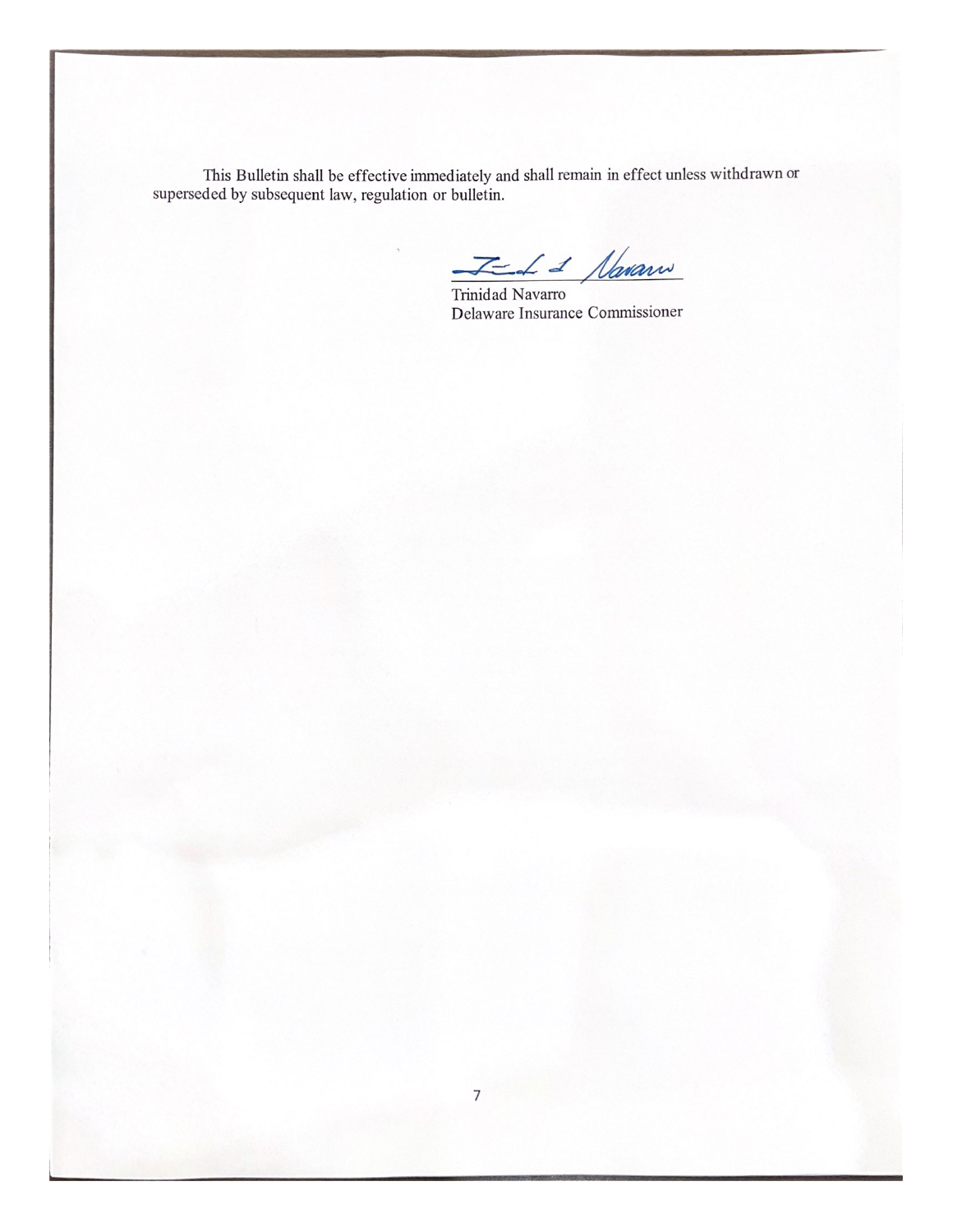This Bulletin shall be effective immediately and shall remain in effect unless withdrawn or superseded by subsequent law, regulation or bulletin.

Trinidad Navarro
Delaware Insurance Commissioner